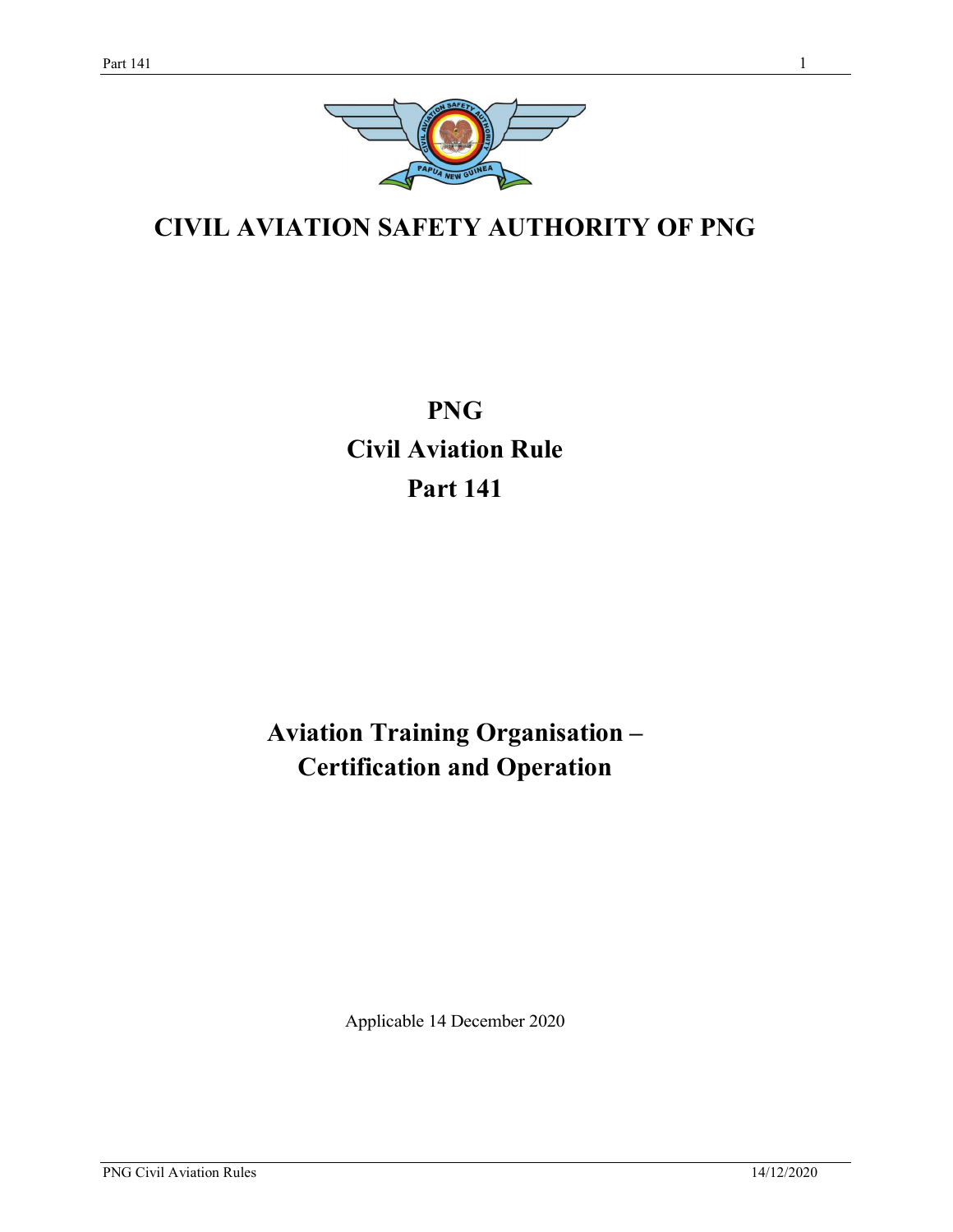# CIVIL AVIATION SAFETY AUTHORITY OF PNG

# PNG
# Civil Aviation Rule
# Part 141

## Aviation Training Organisation – Certification and Operation

Applicable 14 December 2020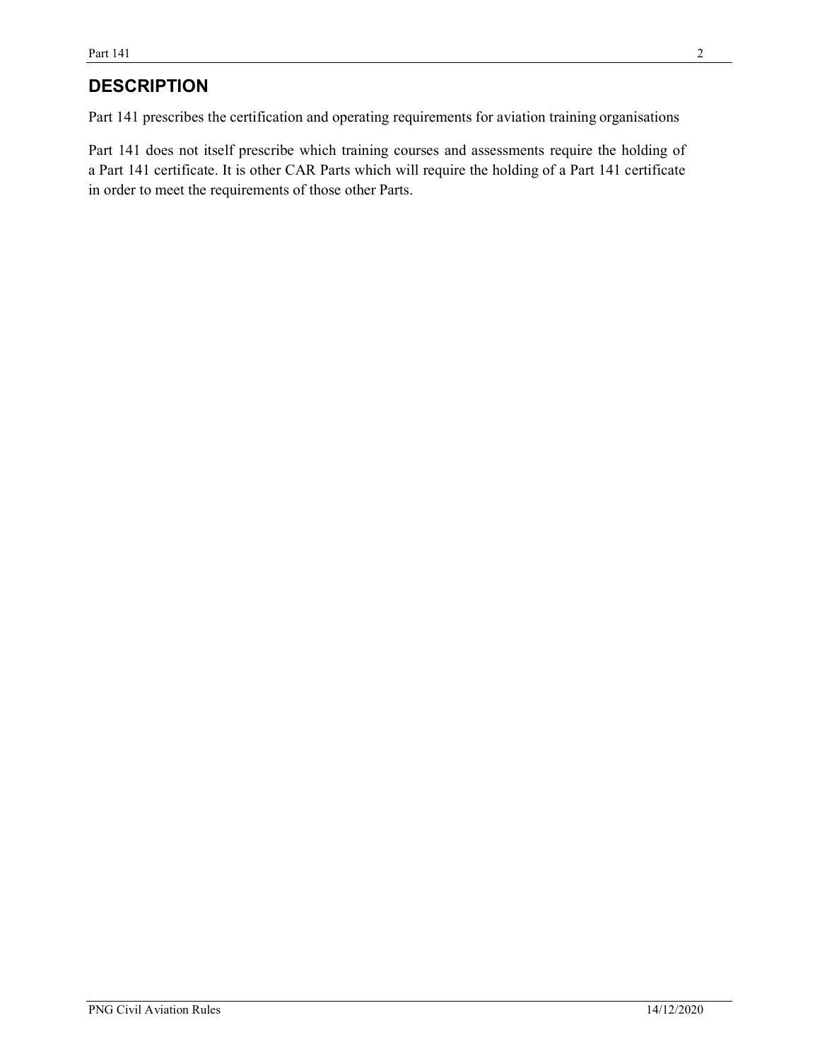## DESCRIPTION

Part 141 prescribes the certification and operating requirements for aviation training organisations

Part 141 does not itself prescribe which training courses and assessments require the holding of a Part 141 certificate. It is other CAR Parts which will require the holding of a Part 141 certificate in order to meet the requirements of those other Parts.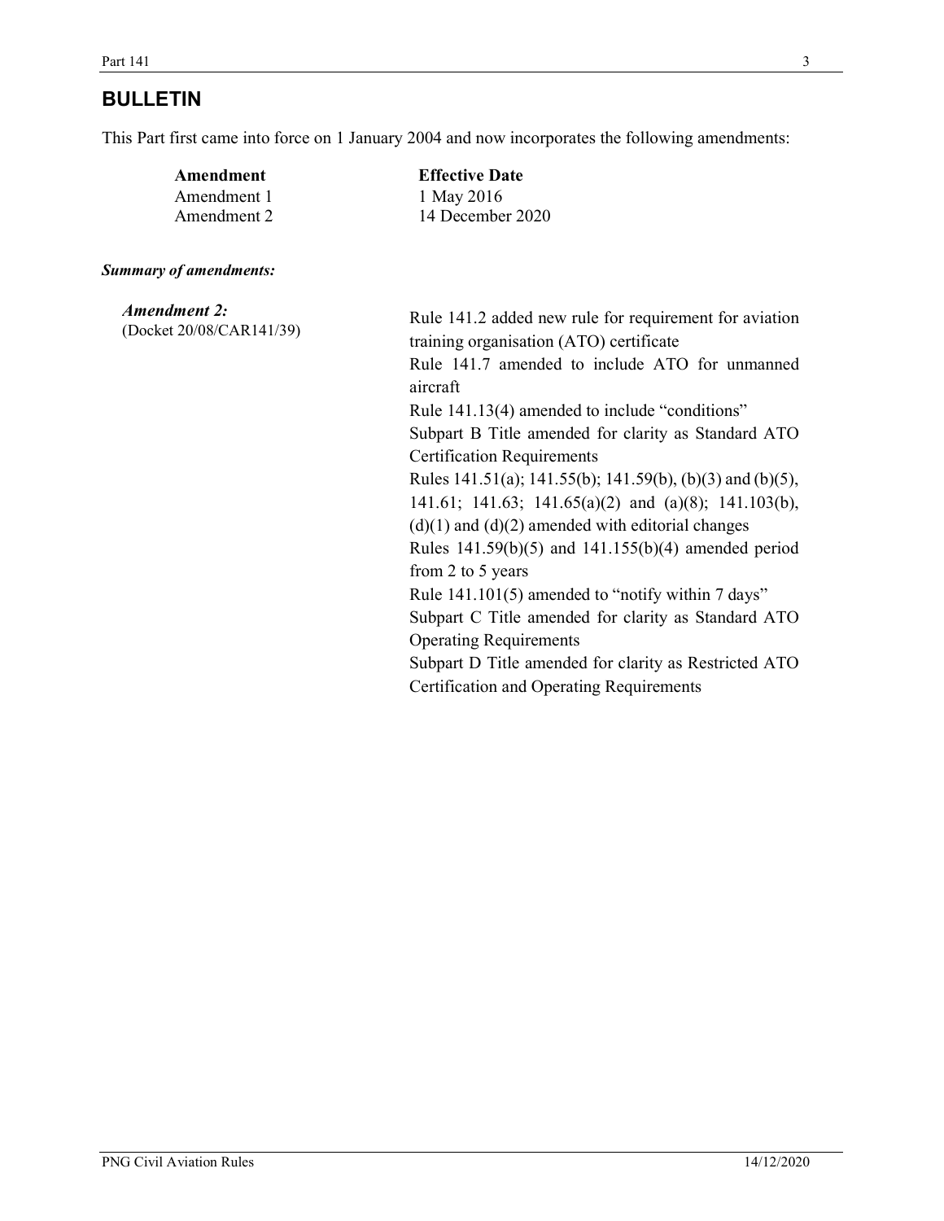## BULLETIN

This Part first came into force on 1 January 2004 and now incorporates the following amendments:

| Amendment | Effective Date |
|---|---|
| Amendment 1 | 1 May 2016 |
| Amendment 2 | 14 December 2020 |

***Summary of amendments:***

***Amendment 2:***
(Docket 20/08/CAR141/39)

Rule 141.2 added new rule for requirement for aviation training organisation (ATO) certificate

Rule 141.7 amended to include ATO for unmanned aircraft

Rule 141.13(4) amended to include "conditions"

Subpart B Title amended for clarity as Standard ATO Certification Requirements

Rules 141.51(a); 141.55(b); 141.59(b), (b)(3) and (b)(5), 141.61; 141.63; 141.65(a)(2) and (a)(8); 141.103(b), (d)(1) and (d)(2) amended with editorial changes

Rules 141.59(b)(5) and 141.155(b)(4) amended period from 2 to 5 years

Rule 141.101(5) amended to "notify within 7 days"

Subpart C Title amended for clarity as Standard ATO Operating Requirements

Subpart D Title amended for clarity as Restricted ATO Certification and Operating Requirements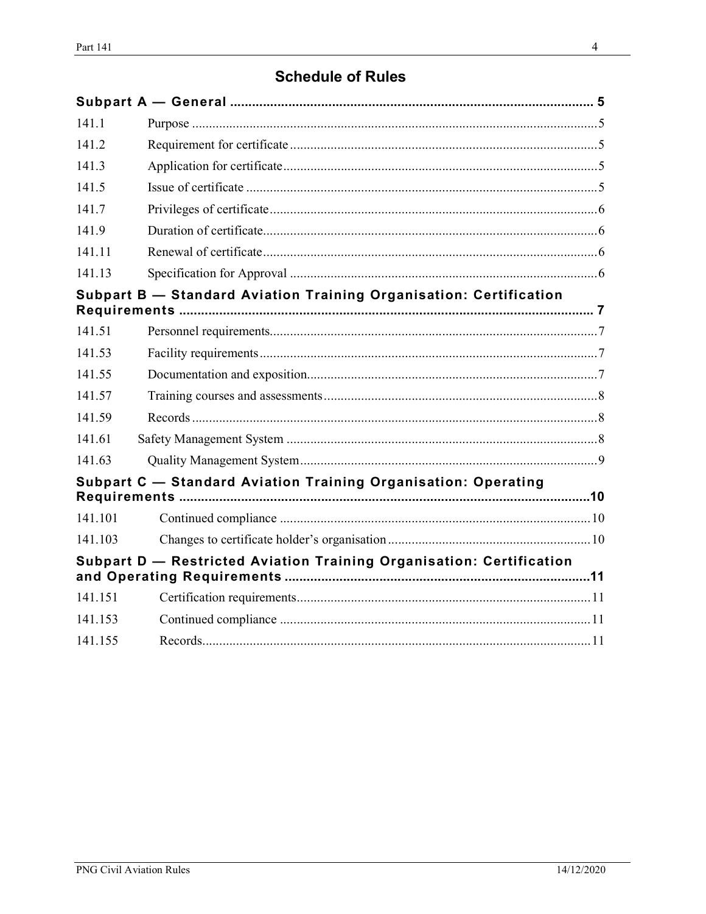# Schedule of Rules

**Subpart A — General** ........................................ 5

| | | |
|---|---|---|
| 141.1 | Purpose | 5 |
| 141.2 | Requirement for certificate | 5 |
| 141.3 | Application for certificate | 5 |
| 141.5 | Issue of certificate | 5 |
| 141.7 | Privileges of certificate | 6 |
| 141.9 | Duration of certificate | 6 |
| 141.11 | Renewal of certificate | 6 |
| 141.13 | Specification for Approval | 6 |

**Subpart B — Standard Aviation Training Organisation: Certification Requirements** ........................................ 7

| | | |
|---|---|---|
| 141.51 | Personnel requirements | 7 |
| 141.53 | Facility requirements | 7 |
| 141.55 | Documentation and exposition | 7 |
| 141.57 | Training courses and assessments | 8 |
| 141.59 | Records | 8 |
| 141.61 | Safety Management System | 8 |
| 141.63 | Quality Management System | 9 |

**Subpart C — Standard Aviation Training Organisation: Operating Requirements** ........................................ 10

| | | |
|---|---|---|
| 141.101 | Continued compliance | 10 |
| 141.103 | Changes to certificate holder's organisation | 10 |

**Subpart D — Restricted Aviation Training Organisation: Certification and Operating Requirements** ........................................ 11

| | | |
|---|---|---|
| 141.151 | Certification requirements | 11 |
| 141.153 | Continued compliance | 11 |
| 141.155 | Records | 11 |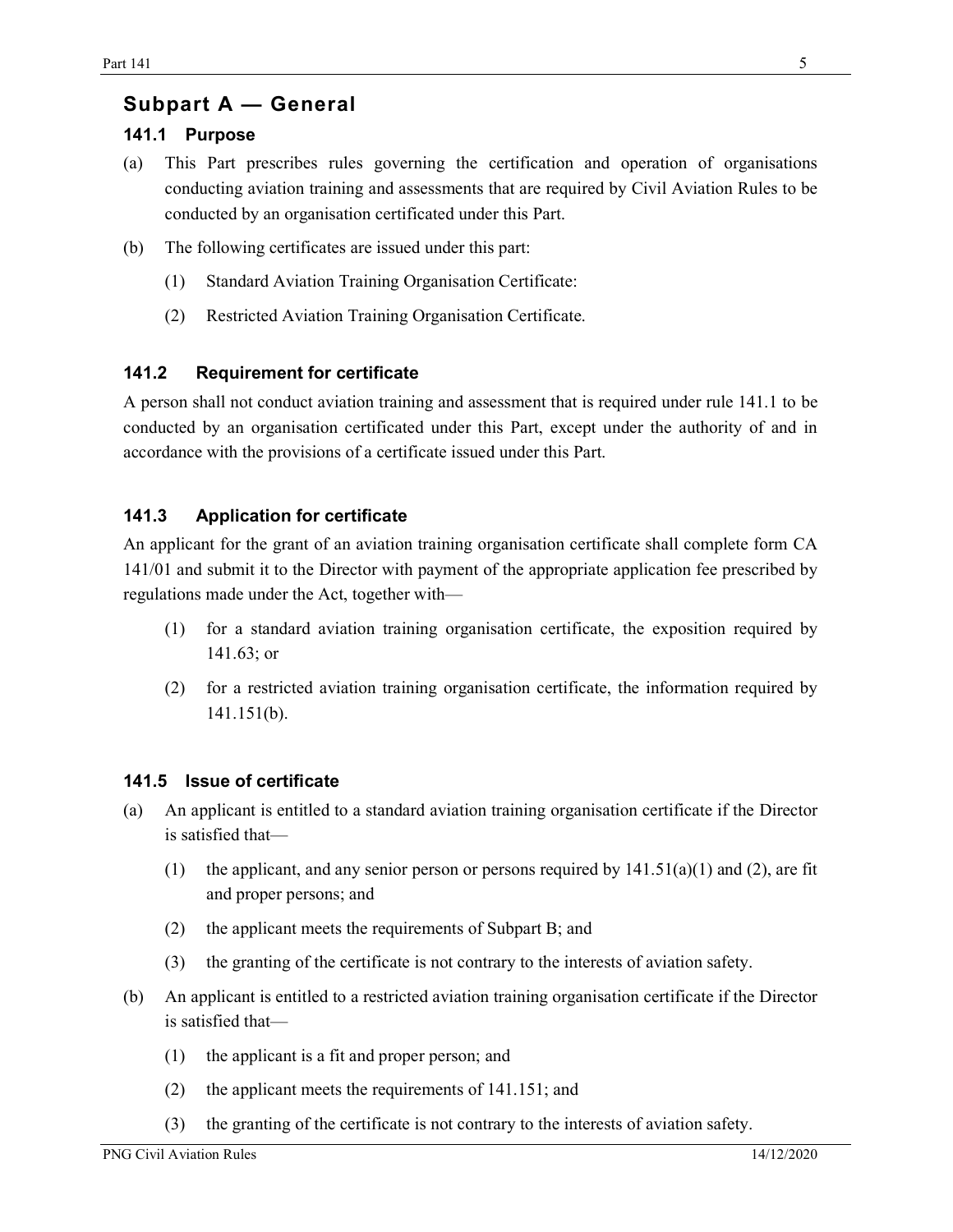## Subpart A — General

### 141.1 Purpose

(a) This Part prescribes rules governing the certification and operation of organisations conducting aviation training and assessments that are required by Civil Aviation Rules to be conducted by an organisation certificated under this Part.

(b) The following certificates are issued under this part:

(1) Standard Aviation Training Organisation Certificate:

(2) Restricted Aviation Training Organisation Certificate.

### 141.2 Requirement for certificate

A person shall not conduct aviation training and assessment that is required under rule 141.1 to be conducted by an organisation certificated under this Part, except under the authority of and in accordance with the provisions of a certificate issued under this Part.

### 141.3 Application for certificate

An applicant for the grant of an aviation training organisation certificate shall complete form CA 141/01 and submit it to the Director with payment of the appropriate application fee prescribed by regulations made under the Act, together with—

(1) for a standard aviation training organisation certificate, the exposition required by 141.63; or

(2) for a restricted aviation training organisation certificate, the information required by 141.151(b).

### 141.5 Issue of certificate

(a) An applicant is entitled to a standard aviation training organisation certificate if the Director is satisfied that—

(1) the applicant, and any senior person or persons required by 141.51(a)(1) and (2), are fit and proper persons; and

(2) the applicant meets the requirements of Subpart B; and

(3) the granting of the certificate is not contrary to the interests of aviation safety.

(b) An applicant is entitled to a restricted aviation training organisation certificate if the Director is satisfied that—

(1) the applicant is a fit and proper person; and

(2) the applicant meets the requirements of 141.151; and

(3) the granting of the certificate is not contrary to the interests of aviation safety.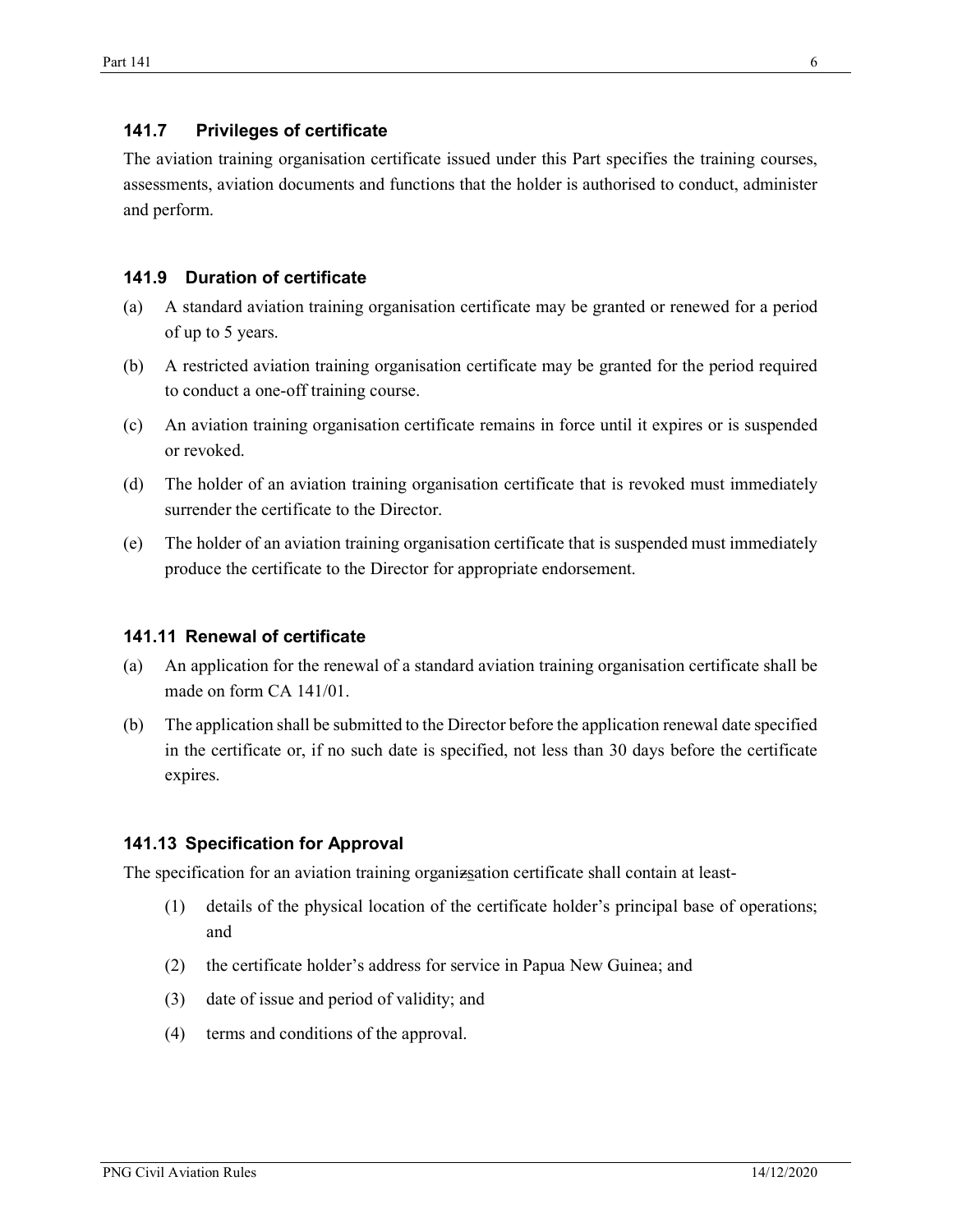### 141.7 Privileges of certificate

The aviation training organisation certificate issued under this Part specifies the training courses, assessments, aviation documents and functions that the holder is authorised to conduct, administer and perform.

### 141.9 Duration of certificate

(a) A standard aviation training organisation certificate may be granted or renewed for a period of up to 5 years.

(b) A restricted aviation training organisation certificate may be granted for the period required to conduct a one-off training course.

(c) An aviation training organisation certificate remains in force until it expires or is suspended or revoked.

(d) The holder of an aviation training organisation certificate that is revoked must immediately surrender the certificate to the Director.

(e) The holder of an aviation training organisation certificate that is suspended must immediately produce the certificate to the Director for appropriate endorsement.

### 141.11 Renewal of certificate

(a) An application for the renewal of a standard aviation training organisation certificate shall be made on form CA 141/01.

(b) The application shall be submitted to the Director before the application renewal date specified in the certificate or, if no such date is specified, not less than 30 days before the certificate expires.

### 141.13 Specification for Approval

The specification for an aviation training organizsation certificate shall contain at least-

(1) details of the physical location of the certificate holder's principal base of operations; and

(2) the certificate holder's address for service in Papua New Guinea; and

(3) date of issue and period of validity; and

(4) terms and conditions of the approval.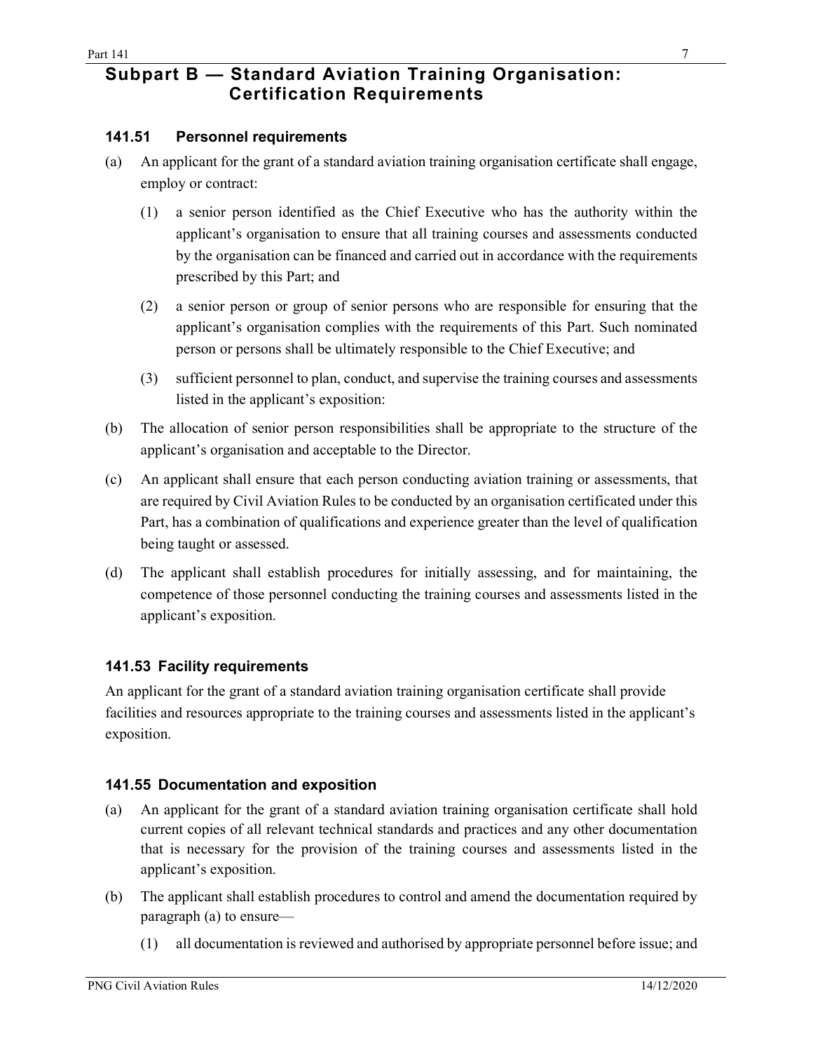## Subpart B — Standard Aviation Training Organisation: Certification Requirements

### 141.51 Personnel requirements

(a) An applicant for the grant of a standard aviation training organisation certificate shall engage, employ or contract:

   (1) a senior person identified as the Chief Executive who has the authority within the applicant's organisation to ensure that all training courses and assessments conducted by the organisation can be financed and carried out in accordance with the requirements prescribed by this Part; and

   (2) a senior person or group of senior persons who are responsible for ensuring that the applicant's organisation complies with the requirements of this Part. Such nominated person or persons shall be ultimately responsible to the Chief Executive; and

   (3) sufficient personnel to plan, conduct, and supervise the training courses and assessments listed in the applicant's exposition:

(b) The allocation of senior person responsibilities shall be appropriate to the structure of the applicant's organisation and acceptable to the Director.

(c) An applicant shall ensure that each person conducting aviation training or assessments, that are required by Civil Aviation Rules to be conducted by an organisation certificated under this Part, has a combination of qualifications and experience greater than the level of qualification being taught or assessed.

(d) The applicant shall establish procedures for initially assessing, and for maintaining, the competence of those personnel conducting the training courses and assessments listed in the applicant's exposition.

### 141.53 Facility requirements

An applicant for the grant of a standard aviation training organisation certificate shall provide facilities and resources appropriate to the training courses and assessments listed in the applicant's exposition.

### 141.55 Documentation and exposition

(a) An applicant for the grant of a standard aviation training organisation certificate shall hold current copies of all relevant technical standards and practices and any other documentation that is necessary for the provision of the training courses and assessments listed in the applicant's exposition.

(b) The applicant shall establish procedures to control and amend the documentation required by paragraph (a) to ensure—

   (1) all documentation is reviewed and authorised by appropriate personnel before issue; and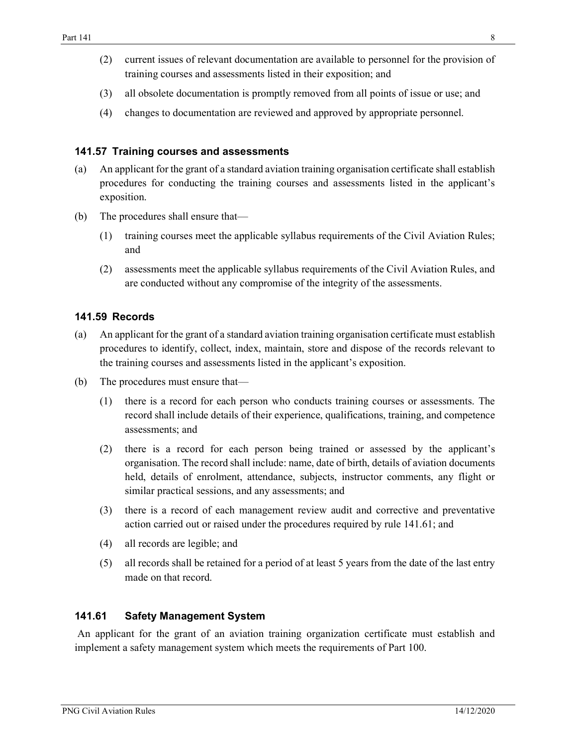(2) current issues of relevant documentation are available to personnel for the provision of training courses and assessments listed in their exposition; and

(3) all obsolete documentation is promptly removed from all points of issue or use; and

(4) changes to documentation are reviewed and approved by appropriate personnel.

### 141.57 Training courses and assessments

(a) An applicant for the grant of a standard aviation training organisation certificate shall establish procedures for conducting the training courses and assessments listed in the applicant's exposition.

(b) The procedures shall ensure that—

  (1) training courses meet the applicable syllabus requirements of the Civil Aviation Rules; and

  (2) assessments meet the applicable syllabus requirements of the Civil Aviation Rules, and are conducted without any compromise of the integrity of the assessments.

### 141.59 Records

(a) An applicant for the grant of a standard aviation training organisation certificate must establish procedures to identify, collect, index, maintain, store and dispose of the records relevant to the training courses and assessments listed in the applicant's exposition.

(b) The procedures must ensure that—

  (1) there is a record for each person who conducts training courses or assessments. The record shall include details of their experience, qualifications, training, and competence assessments; and

  (2) there is a record for each person being trained or assessed by the applicant's organisation. The record shall include: name, date of birth, details of aviation documents held, details of enrolment, attendance, subjects, instructor comments, any flight or similar practical sessions, and any assessments; and

  (3) there is a record of each management review audit and corrective and preventative action carried out or raised under the procedures required by rule 141.61; and

  (4) all records are legible; and

  (5) all records shall be retained for a period of at least 5 years from the date of the last entry made on that record.

### 141.61 Safety Management System

An applicant for the grant of an aviation training organization certificate must establish and implement a safety management system which meets the requirements of Part 100.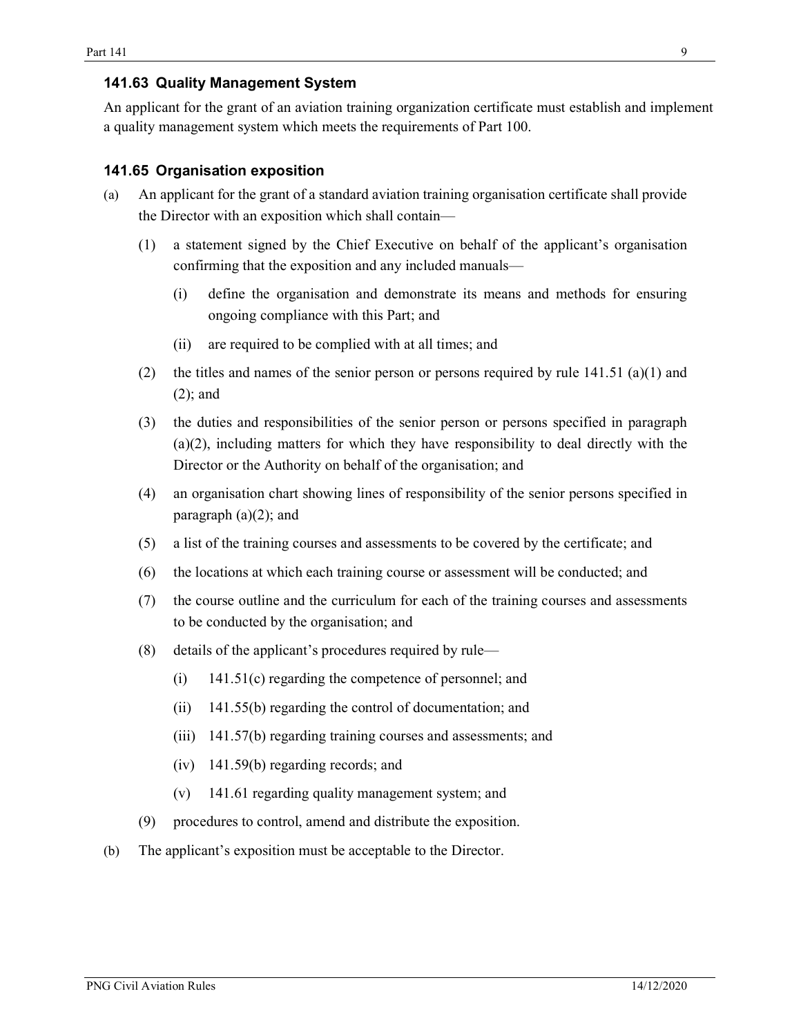### 141.63 Quality Management System

An applicant for the grant of an aviation training organization certificate must establish and implement a quality management system which meets the requirements of Part 100.

### 141.65 Organisation exposition

(a) An applicant for the grant of a standard aviation training organisation certificate shall provide the Director with an exposition which shall contain—

(1) a statement signed by the Chief Executive on behalf of the applicant's organisation confirming that the exposition and any included manuals—

(i) define the organisation and demonstrate its means and methods for ensuring ongoing compliance with this Part; and

(ii) are required to be complied with at all times; and

(2) the titles and names of the senior person or persons required by rule 141.51 (a)(1) and (2); and

(3) the duties and responsibilities of the senior person or persons specified in paragraph (a)(2), including matters for which they have responsibility to deal directly with the Director or the Authority on behalf of the organisation; and

(4) an organisation chart showing lines of responsibility of the senior persons specified in paragraph (a)(2); and

(5) a list of the training courses and assessments to be covered by the certificate; and

(6) the locations at which each training course or assessment will be conducted; and

(7) the course outline and the curriculum for each of the training courses and assessments to be conducted by the organisation; and

(8) details of the applicant's procedures required by rule—

(i) 141.51(c) regarding the competence of personnel; and

(ii) 141.55(b) regarding the control of documentation; and

(iii) 141.57(b) regarding training courses and assessments; and

(iv) 141.59(b) regarding records; and

(v) 141.61 regarding quality management system; and

(9) procedures to control, amend and distribute the exposition.

(b) The applicant's exposition must be acceptable to the Director.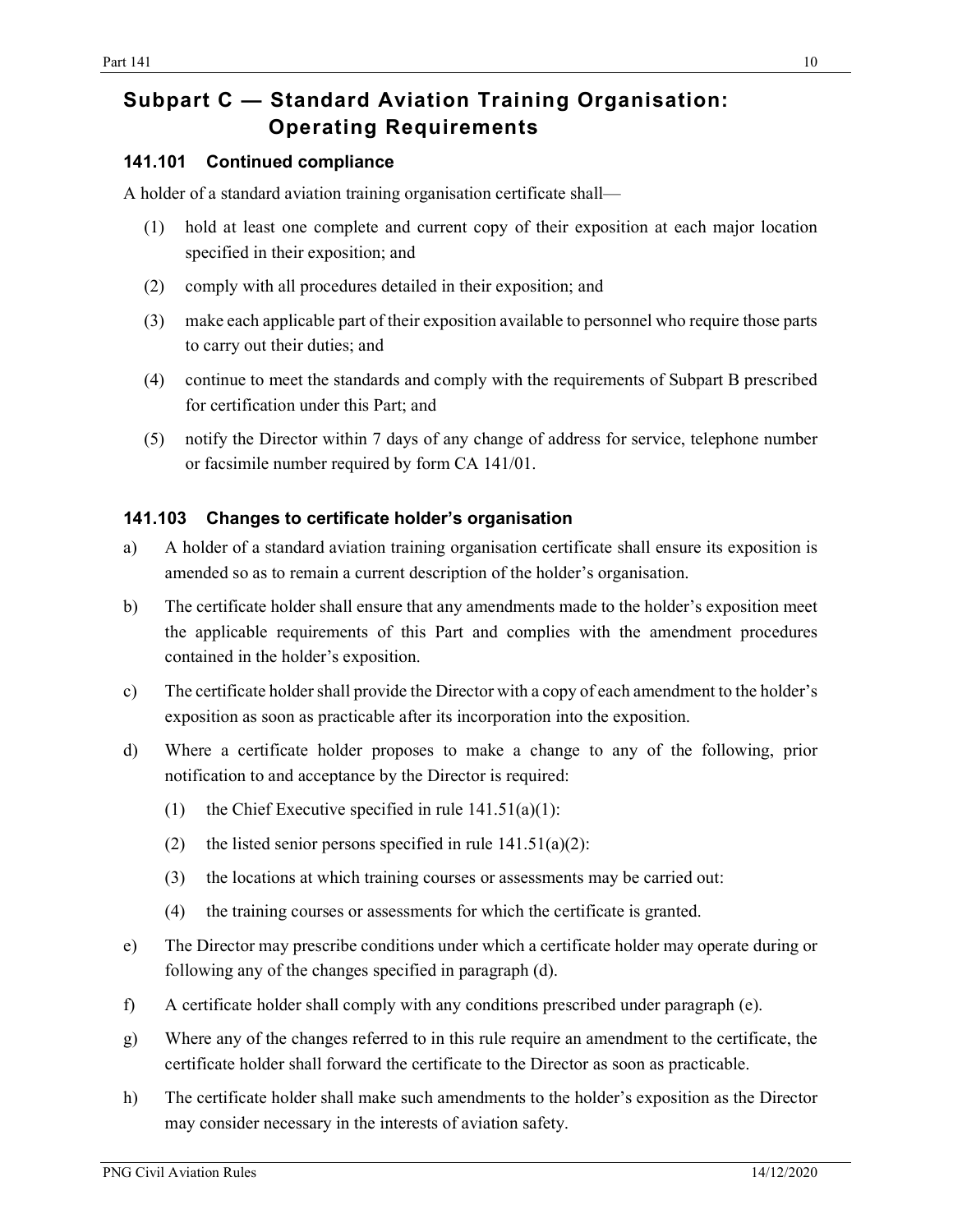## Subpart C — Standard Aviation Training Organisation: Operating Requirements

### 141.101 Continued compliance

A holder of a standard aviation training organisation certificate shall—

(1) hold at least one complete and current copy of their exposition at each major location specified in their exposition; and

(2) comply with all procedures detailed in their exposition; and

(3) make each applicable part of their exposition available to personnel who require those parts to carry out their duties; and

(4) continue to meet the standards and comply with the requirements of Subpart B prescribed for certification under this Part; and

(5) notify the Director within 7 days of any change of address for service, telephone number or facsimile number required by form CA 141/01.

### 141.103 Changes to certificate holder's organisation

a) A holder of a standard aviation training organisation certificate shall ensure its exposition is amended so as to remain a current description of the holder's organisation.

b) The certificate holder shall ensure that any amendments made to the holder's exposition meet the applicable requirements of this Part and complies with the amendment procedures contained in the holder's exposition.

c) The certificate holder shall provide the Director with a copy of each amendment to the holder's exposition as soon as practicable after its incorporation into the exposition.

d) Where a certificate holder proposes to make a change to any of the following, prior notification to and acceptance by the Director is required:

   (1) the Chief Executive specified in rule 141.51(a)(1):

   (2) the listed senior persons specified in rule 141.51(a)(2):

   (3) the locations at which training courses or assessments may be carried out:

   (4) the training courses or assessments for which the certificate is granted.

e) The Director may prescribe conditions under which a certificate holder may operate during or following any of the changes specified in paragraph (d).

f) A certificate holder shall comply with any conditions prescribed under paragraph (e).

g) Where any of the changes referred to in this rule require an amendment to the certificate, the certificate holder shall forward the certificate to the Director as soon as practicable.

h) The certificate holder shall make such amendments to the holder's exposition as the Director may consider necessary in the interests of aviation safety.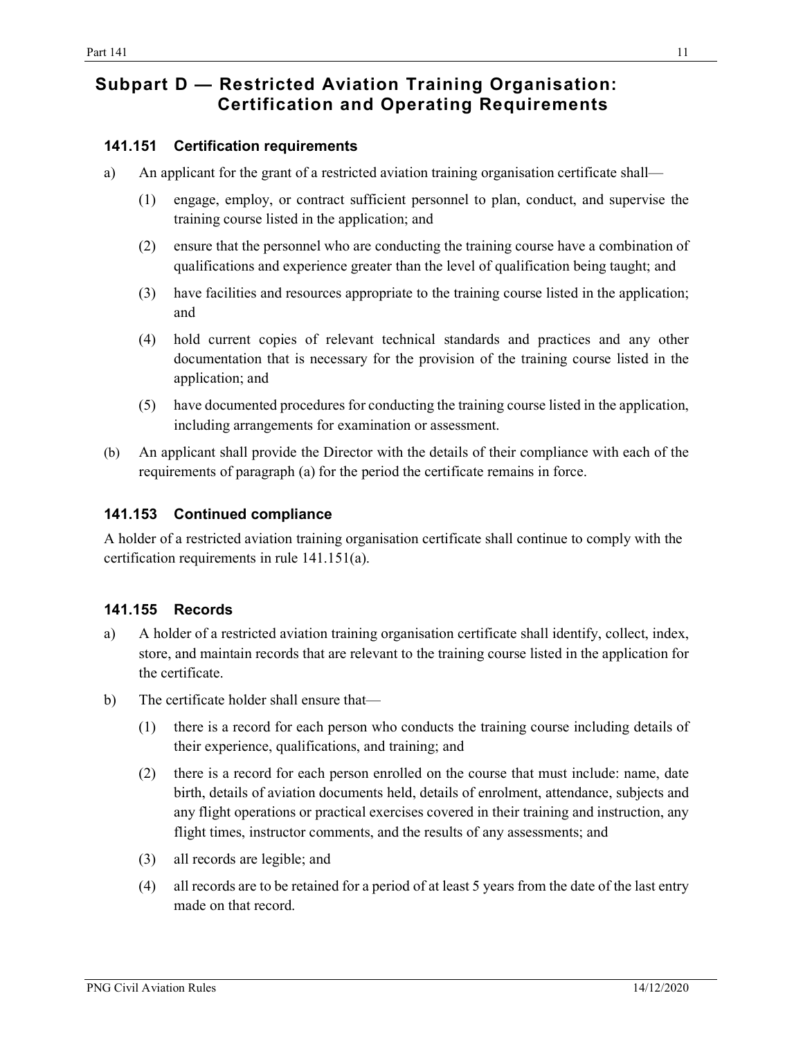## Subpart D — Restricted Aviation Training Organisation: Certification and Operating Requirements

### 141.151 Certification requirements

a) An applicant for the grant of a restricted aviation training organisation certificate shall—

   (1) engage, employ, or contract sufficient personnel to plan, conduct, and supervise the training course listed in the application; and

   (2) ensure that the personnel who are conducting the training course have a combination of qualifications and experience greater than the level of qualification being taught; and

   (3) have facilities and resources appropriate to the training course listed in the application; and

   (4) hold current copies of relevant technical standards and practices and any other documentation that is necessary for the provision of the training course listed in the application; and

   (5) have documented procedures for conducting the training course listed in the application, including arrangements for examination or assessment.

(b) An applicant shall provide the Director with the details of their compliance with each of the requirements of paragraph (a) for the period the certificate remains in force.

### 141.153 Continued compliance

A holder of a restricted aviation training organisation certificate shall continue to comply with the certification requirements in rule 141.151(a).

### 141.155 Records

a) A holder of a restricted aviation training organisation certificate shall identify, collect, index, store, and maintain records that are relevant to the training course listed in the application for the certificate.

b) The certificate holder shall ensure that—

   (1) there is a record for each person who conducts the training course including details of their experience, qualifications, and training; and

   (2) there is a record for each person enrolled on the course that must include: name, date birth, details of aviation documents held, details of enrolment, attendance, subjects and any flight operations or practical exercises covered in their training and instruction, any flight times, instructor comments, and the results of any assessments; and

   (3) all records are legible; and

   (4) all records are to be retained for a period of at least 5 years from the date of the last entry made on that record.